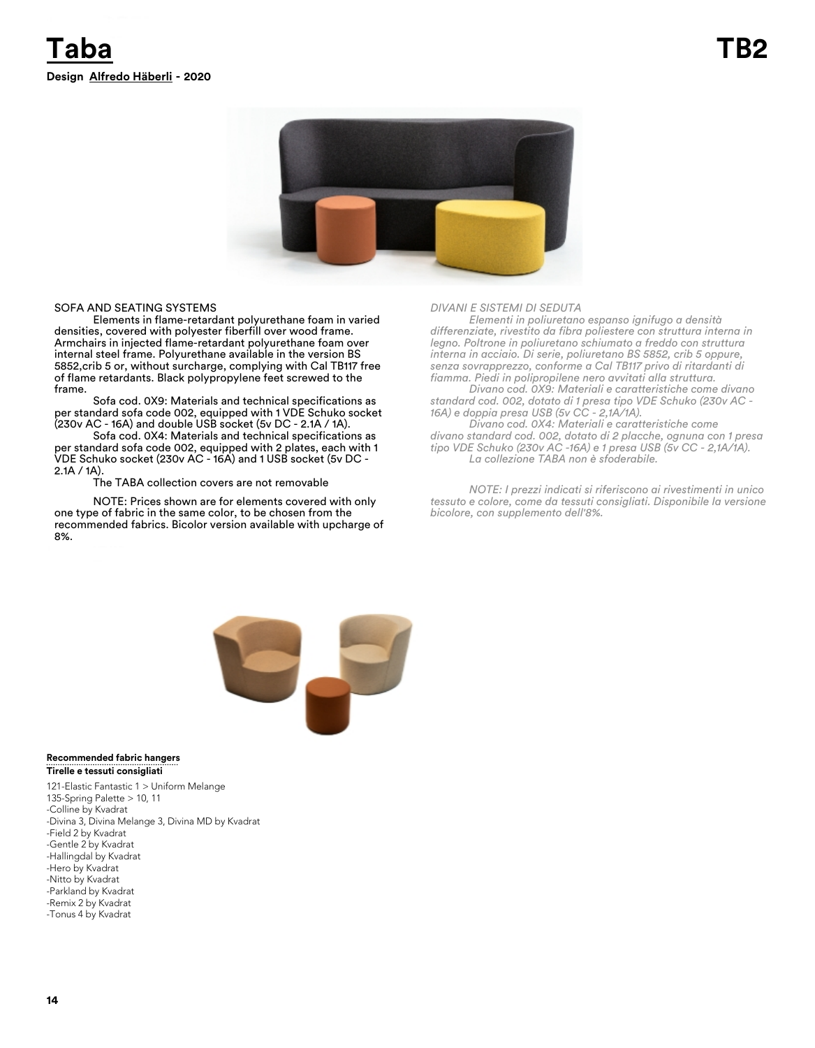# Taba

**TB2**

**Design Alfredo Häberli - 2020**

SOFA AND SEATING SYSTEMS

Elements in flame-retardant polyurethane foam in varied densities, covered with polyester fiberfill over wood frame. Armchairs in injected flame-retardant polyurethane foam over internal steel frame. Polyurethane available in the version BS 5852,crib 5 or, without surcharge, complying with Cal TB117 free of flame retardants. Black polypropylene feet screwed to the frame.

Sofa cod. 0X9: Materials and technical specifications as per standard sofa code 002, equipped with 1 VDE Schuko socket (230v AC - 16A) and double USB socket (5v DC - 2.1A / 1A).

Sofa cod. 0X4: Materials and technical specifications as per standard sofa code 002, equipped with 2 plates, each with 1 VDE Schuko socket (230v AC - 16A) and 1 USB socket (5v DC - 2.1A / 1A).

The TABA collection covers are not removable

NOTE: Prices shown are for elements covered with only one type of fabric in the same color, to be chosen from the recommended fabrics. Bicolor version available with upcharge of 8%.

*DIVANI E SISTEMI DI SEDUTA*

*Elementi in poliuretano espanso ignifugo a densità differenziate, rivestito da fibra poliestere con struttura interna in legno. Poltrone in poliuretano schiumato a freddo con struttura interna in acciaio. Di serie, poliuretano BS 5852, crib 5 oppure, senza sovrapprezzo, conforme a Cal TB117 privo di ritardanti di fiamma. Piedi in polipropilene nero avvitati alla struttura.*

*Divano cod. 0X9: Materiali e caratteristiche come divano standard cod. 002, dotato di 1 presa tipo VDE Schuko (230v AC - 16A) e doppia presa USB (5v CC - 2,1A/1A).*

*Divano cod. 0X4: Materiali e caratteristiche come divano standard cod. 002, dotato di 2 placche, ognuna con 1 presa tipo VDE Schuko (230v AC -16A) e 1 presa USB (5v CC - 2,1A/1A).*

*La collezione TABA non è sfoderabile.*

*NOTE: I prezzi indicati si riferiscono ai rivestimenti in unico tessuto e colore, come da tessuti consigliati. Disponibile la versione bicolore, con supplemento dell'8%.*

**Recommended fabric hangers**
**Tirelle e tessuti consigliati**

121-Elastic Fantastic 1 > Uniform Melange
135-Spring Palette > 10, 11
-Colline by Kvadrat
-Divina 3, Divina Melange 3, Divina MD by Kvadrat
-Field 2 by Kvadrat
-Gentle 2 by Kvadrat
-Hallingdal by Kvadrat
-Hero by Kvadrat
-Nitto by Kvadrat
-Parkland by Kvadrat
-Remix 2 by Kvadrat
-Tonus 4 by Kvadrat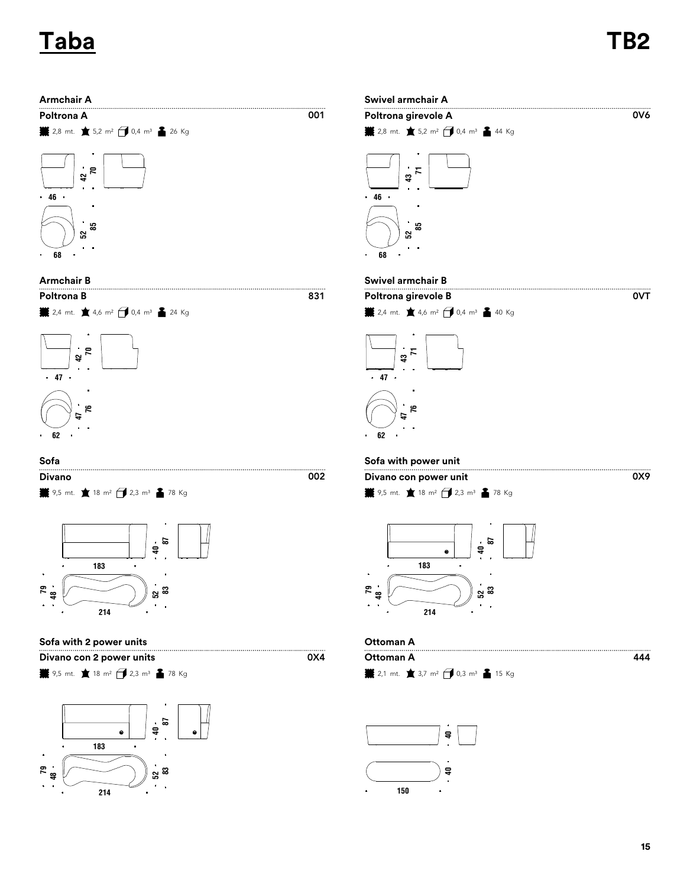# Taba

## TB2

### Armchair A

**Poltrona A** — 001

2,8 mt. 5,2 m² 0,4 m³ 26 Kg

46 · 42 · 70 · 68 · 52 · 85

### Armchair B

**Poltrona B** — 831

2,4 mt. 4,6 m² 0,4 m³ 24 Kg

47 · 42 · 70 · 62 · 47 · 76

### Sofa

**Divano** — 002

9,5 mt. 18 m² 2,3 m³ 78 Kg

183 · 40 · 87 · 214 · 79 · 48 · 52 · 83

### Sofa with 2 power units

**Divano con 2 power units** — 0X4

9,5 mt. 18 m² 2,3 m³ 78 Kg

183 · 40 · 87 · 214 · 79 · 48 · 52 · 83

### Swivel armchair A

**Poltrona girevole A** — 0V6

2,8 mt. 5,2 m² 0,4 m³ 44 Kg

46 · 43 · 71 · 68 · 52 · 85

### Swivel armchair B

**Poltrona girevole B** — 0VT

2,4 mt. 4,6 m² 0,4 m³ 40 Kg

47 · 43 · 71 · 62 · 47 · 76

### Sofa with power unit

**Divano con power unit** — 0X9

9,5 mt. 18 m² 2,3 m³ 78 Kg

183 · 40 · 87 · 214 · 79 · 48 · 52 · 83

### Ottoman A

**Ottoman A** — 444

2,1 mt. 3,7 m² 0,3 m³ 15 Kg

40 · 150 · 40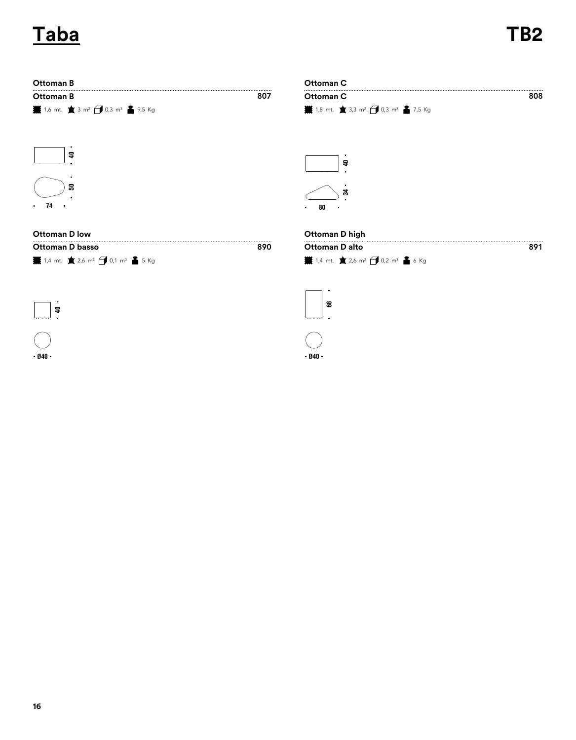# Taba

## TB2

### Ottoman B

**Ottoman B** 807

1,6 mt. 3 m² 0,3 m³ 9,5 Kg

40

50

74

### Ottoman C

**Ottoman C** 808

1,8 mt. 3,3 m² 0,3 m³ 7,5 Kg

40

34

80

### Ottoman D low

**Ottoman D basso** 890

1,4 mt. 2,6 m² 0,1 m³ 5 Kg

40

- Ø40 -

### Ottoman D high

**Ottoman D alto** 891

1,4 mt. 2,6 m² 0,2 m³ 6 Kg

68

- Ø40 -